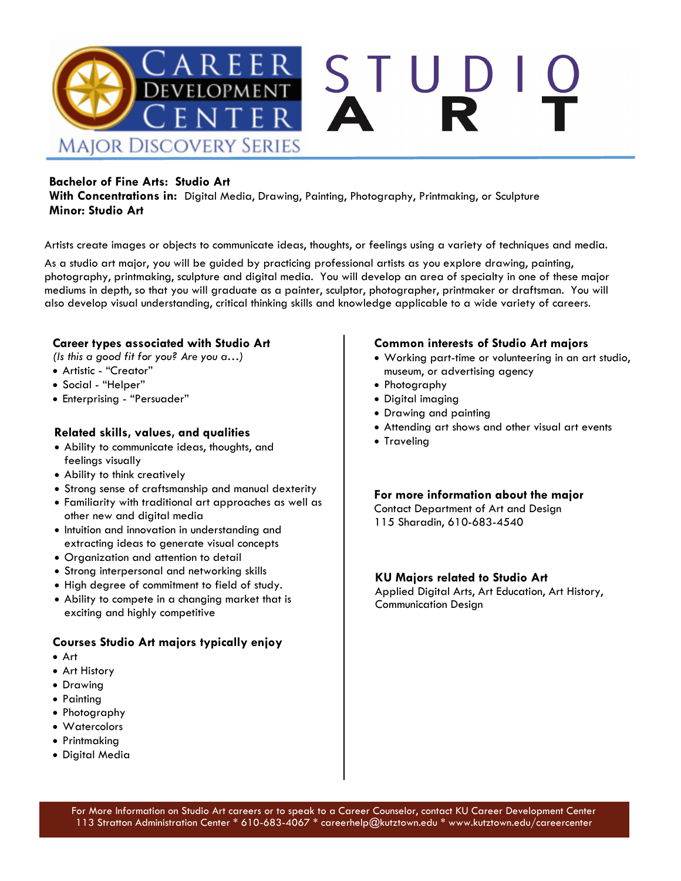# Career Development Center — Major Discovery Series

# STUDIO ART

**Bachelor of Fine Arts: Studio Art**
**With Concentrations in:** Digital Media, Drawing, Painting, Photography, Printmaking, or Sculpture
**Minor: Studio Art**

Artists create images or objects to communicate ideas, thoughts, or feelings using a variety of techniques and media.

As a studio art major, you will be guided by practicing professional artists as you explore drawing, painting, photography, printmaking, sculpture and digital media. You will develop an area of specialty in one of these major mediums in depth, so that you will graduate as a painter, sculptor, photographer, printmaker or draftsman. You will also develop visual understanding, critical thinking skills and knowledge applicable to a wide variety of careers.

### Career types associated with Studio Art

*(Is this a good fit for you? Are you a…)*

- Artistic - "Creator"
- Social - "Helper"
- Enterprising - "Persuader"

### Related skills, values, and qualities

- Ability to communicate ideas, thoughts, and feelings visually
- Ability to think creatively
- Strong sense of craftsmanship and manual dexterity
- Familiarity with traditional art approaches as well as other new and digital media
- Intuition and innovation in understanding and extracting ideas to generate visual concepts
- Organization and attention to detail
- Strong interpersonal and networking skills
- High degree of commitment to field of study.
- Ability to compete in a changing market that is exciting and highly competitive

### Courses Studio Art majors typically enjoy

- Art
- Art History
- Drawing
- Painting
- Photography
- Watercolors
- Printmaking
- Digital Media

### Common interests of Studio Art majors

- Working part-time or volunteering in an art studio, museum, or advertising agency
- Photography
- Digital imaging
- Drawing and painting
- Attending art shows and other visual art events
- Traveling

### For more information about the major

Contact Department of Art and Design
115 Sharadin, 610-683-4540

### KU Majors related to Studio Art

Applied Digital Arts, Art Education, Art History, Communication Design

For More Information on Studio Art careers or to speak to a Career Counselor, contact KU Career Development Center
113 Stratton Administration Center * 610-683-4067 * careerhelp@kutztown.edu * www.kutztown.edu/careercenter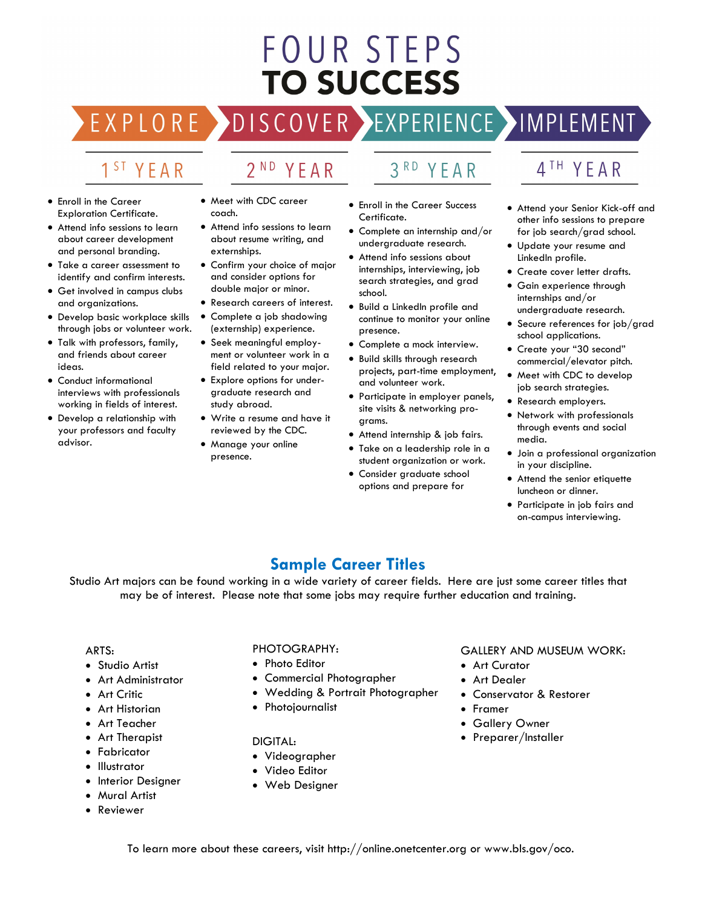# FOUR STEPS TO SUCCESS

## EXPLORE — 1ST YEAR

- Enroll in the Career Exploration Certificate.
- Attend info sessions to learn about career development and personal branding.
- Take a career assessment to identify and confirm interests.
- Get involved in campus clubs and organizations.
- Develop basic workplace skills through jobs or volunteer work.
- Talk with professors, family, and friends about career ideas.
- Conduct informational interviews with professionals working in fields of interest.
- Develop a relationship with your professors and faculty advisor.

## DISCOVER — 2ND YEAR

- Meet with CDC career coach.
- Attend info sessions to learn about resume writing, and externships.
- Confirm your choice of major and consider options for double major or minor.
- Research careers of interest.
- Complete a job shadowing (externship) experience.
- Seek meaningful employment or volunteer work in a field related to your major.
- Explore options for undergraduate research and study abroad.
- Write a resume and have it reviewed by the CDC.
- Manage your online presence.

## EXPERIENCE — 3RD YEAR

- Enroll in the Career Success Certificate.
- Complete an internship and/or undergraduate research.
- Attend info sessions about internships, interviewing, job search strategies, and grad school.
- Build a LinkedIn profile and continue to monitor your online presence.
- Complete a mock interview.
- Build skills through research projects, part-time employment, and volunteer work.
- Participate in employer panels, site visits & networking programs.
- Attend internship & job fairs.
- Take on a leadership role in a student organization or work.
- Consider graduate school options and prepare for

## IMPLEMENT — 4TH YEAR

- Attend your Senior Kick-off and other info sessions to prepare for job search/grad school.
- Update your resume and LinkedIn profile.
- Create cover letter drafts.
- Gain experience through internships and/or undergraduate research.
- Secure references for job/grad school applications.
- Create your "30 second" commercial/elevator pitch.
- Meet with CDC to develop job search strategies.
- Research employers.
- Network with professionals through events and social media.
- Join a professional organization in your discipline.
- Attend the senior etiquette luncheon or dinner.
- Participate in job fairs and on-campus interviewing.

## Sample Career Titles

Studio Art majors can be found working in a wide variety of career fields. Here are just some career titles that may be of interest. Please note that some jobs may require further education and training.

ARTS:

- Studio Artist
- Art Administrator
- Art Critic
- Art Historian
- Art Teacher
- Art Therapist
- Fabricator
- Illustrator
- Interior Designer
- Mural Artist
- Reviewer

PHOTOGRAPHY:

- Photo Editor
- Commercial Photographer
- Wedding & Portrait Photographer
- Photojournalist

DIGITAL:

- Videographer
- Video Editor
- Web Designer

GALLERY AND MUSEUM WORK:

- Art Curator
- Art Dealer
- Conservator & Restorer
- Framer
- Gallery Owner
- Preparer/Installer

To learn more about these careers, visit http://online.onetcenter.org or www.bls.gov/oco.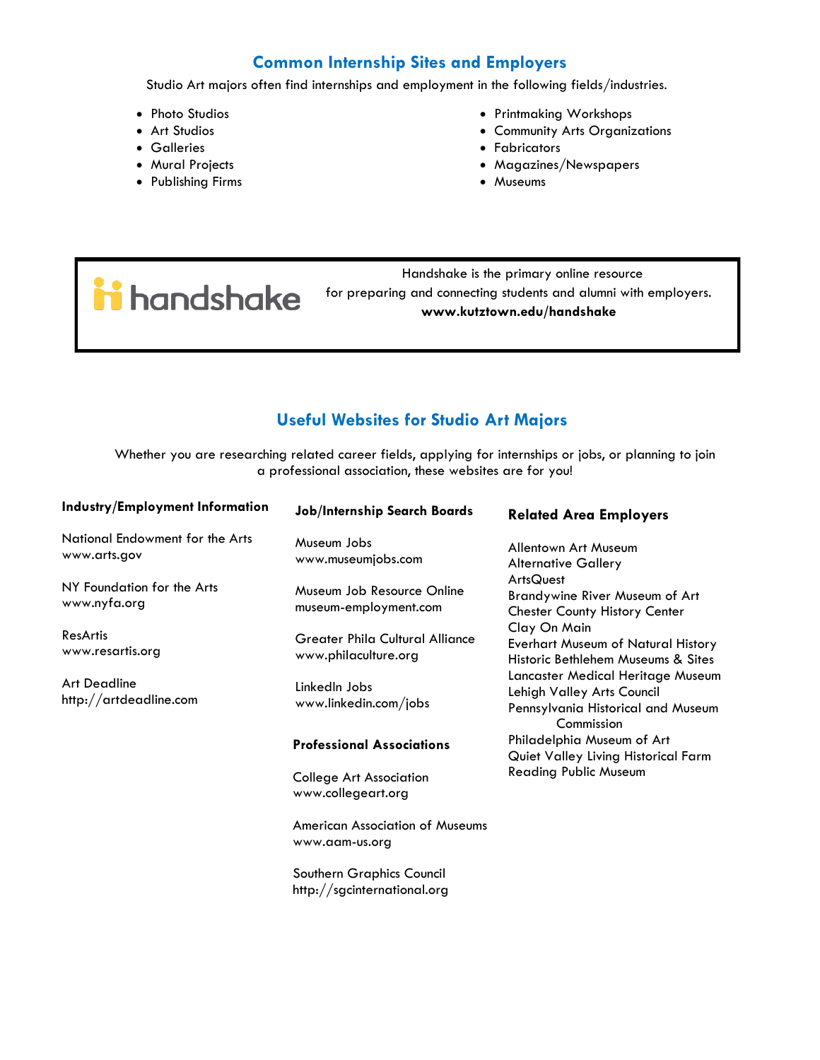## Common Internship Sites and Employers

Studio Art majors often find internships and employment in the following fields/industries.

- Photo Studios
- Art Studios
- Galleries
- Mural Projects
- Publishing Firms
- Printmaking Workshops
- Community Arts Organizations
- Fabricators
- Magazines/Newspapers
- Museums

handshake

Handshake is the primary online resource for preparing and connecting students and alumni with employers.
**www.kutztown.edu/handshake**

## Useful Websites for Studio Art Majors

Whether you are researching related career fields, applying for internships or jobs, or planning to join a professional association, these websites are for you!

### Industry/Employment Information

National Endowment for the Arts
www.arts.gov

NY Foundation for the Arts
www.nyfa.org

ResArtis
www.resartis.org

Art Deadline
http://artdeadline.com

### Job/Internship Search Boards

Museum Jobs
www.museumjobs.com

Museum Job Resource Online
museum-employment.com

Greater Phila Cultural Alliance
www.philaculture.org

LinkedIn Jobs
www.linkedin.com/jobs

### Professional Associations

College Art Association
www.collegeart.org

American Association of Museums
www.aam-us.org

Southern Graphics Council
http://sgcinternational.org

### Related Area Employers

Allentown Art Museum
Alternative Gallery
ArtsQuest
Brandywine River Museum of Art
Chester County History Center
Clay On Main
Everhart Museum of Natural History
Historic Bethlehem Museums & Sites
Lancaster Medical Heritage Museum
Lehigh Valley Arts Council
Pennsylvania Historical and Museum Commission
Philadelphia Museum of Art
Quiet Valley Living Historical Farm
Reading Public Museum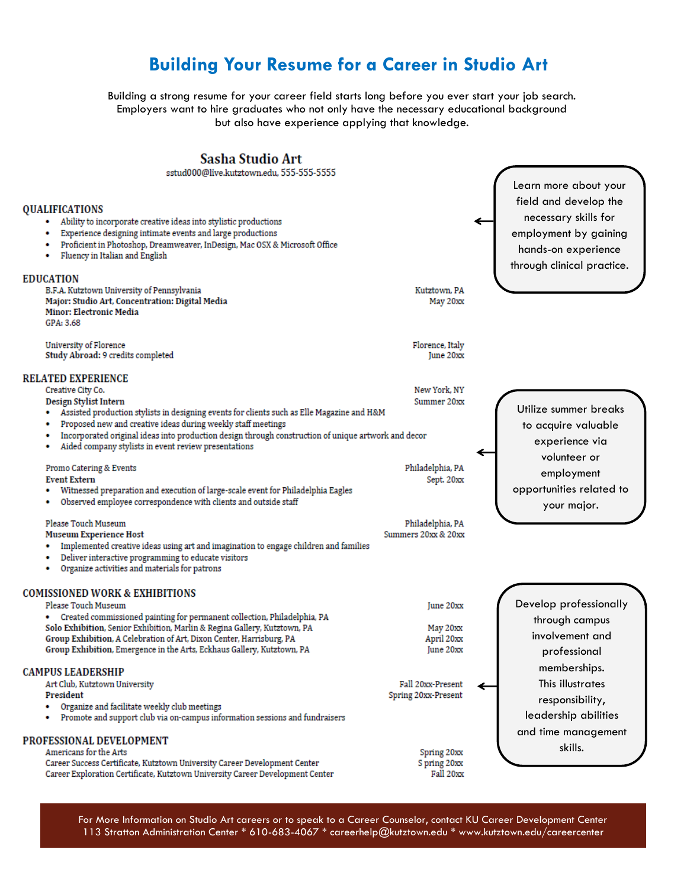# Building Your Resume for a Career in Studio Art

Building a strong resume for your career field starts long before you ever start your job search. Employers want to hire graduates who not only have the necessary educational background but also have experience applying that knowledge.

## Sasha Studio Art

sstud000@live.kutztown.edu, 555-555-5555

### QUALIFICATIONS

- Ability to incorporate creative ideas into stylistic productions
- Experience designing intimate events and large productions
- Proficient in Photoshop, Dreamweaver, InDesign, Mac OSX & Microsoft Office
- Fluency in Italian and English

> Learn more about your field and develop the necessary skills for employment by gaining hands-on experience through clinical practice.

### EDUCATION

B.F.A. Kutztown University of Pennsylvania — Kutztown, PA
**Major: Studio Art, Concentration: Digital Media** — May 20xx
**Minor: Electronic Media**
GPA: 3.68

University of Florence — Florence, Italy
**Study Abroad:** 9 credits completed — June 20xx

### RELATED EXPERIENCE

Creative City Co. — New York, NY
**Design Stylist Intern** — Summer 20xx

- Assisted production stylists in designing events for clients such as Elle Magazine and H&M
- Proposed new and creative ideas during weekly staff meetings
- Incorporated original ideas into production design through construction of unique artwork and decor
- Aided company stylists in event review presentations

Promo Catering & Events — Philadelphia, PA
**Event Extern** — Sept. 20xx

- Witnessed preparation and execution of large-scale event for Philadelphia Eagles
- Observed employee correspondence with clients and outside staff

Please Touch Museum — Philadelphia, PA
**Museum Experience Host** — Summers 20xx & 20xx

- Implemented creative ideas using art and imagination to engage children and families
- Deliver interactive programming to educate visitors
- Organize activities and materials for patrons

> Utilize summer breaks to acquire valuable experience via volunteer or employment opportunities related to your major.

### COMISSIONED WORK & EXHIBITIONS

Please Touch Museum — June 20xx

- Created commissioned painting for permanent collection, Philadelphia, PA

**Solo Exhibition**, Senior Exhibition, Marlin & Regina Gallery, Kutztown, PA — May 20xx
**Group Exhibition**, A Celebration of Art, Dixon Center, Harrisburg, PA — April 20xx
**Group Exhibition**, Emergence in the Arts, Eckhaus Gallery, Kutztown, PA — June 20xx

### CAMPUS LEADERSHIP

Art Club, Kutztown University — Fall 20xx-Present
**President** — Spring 20xx-Present

- Organize and facilitate weekly club meetings
- Promote and support club via on-campus information sessions and fundraisers

> Develop professionally through campus involvement and professional memberships. This illustrates responsibility, leadership abilities and time management skills.

### PROFESSIONAL DEVELOPMENT

Americans for the Arts — Spring 20xx
Career Success Certificate, Kutztown University Career Development Center — S pring 20xx
Career Exploration Certificate, Kutztown University Career Development Center — Fall 20xx

For More Information on Studio Art careers or to speak to a Career Counselor, contact KU Career Development Center
113 Stratton Administration Center * 610-683-4067 * careerhelp@kutztown.edu * www.kutztown.edu/careercenter